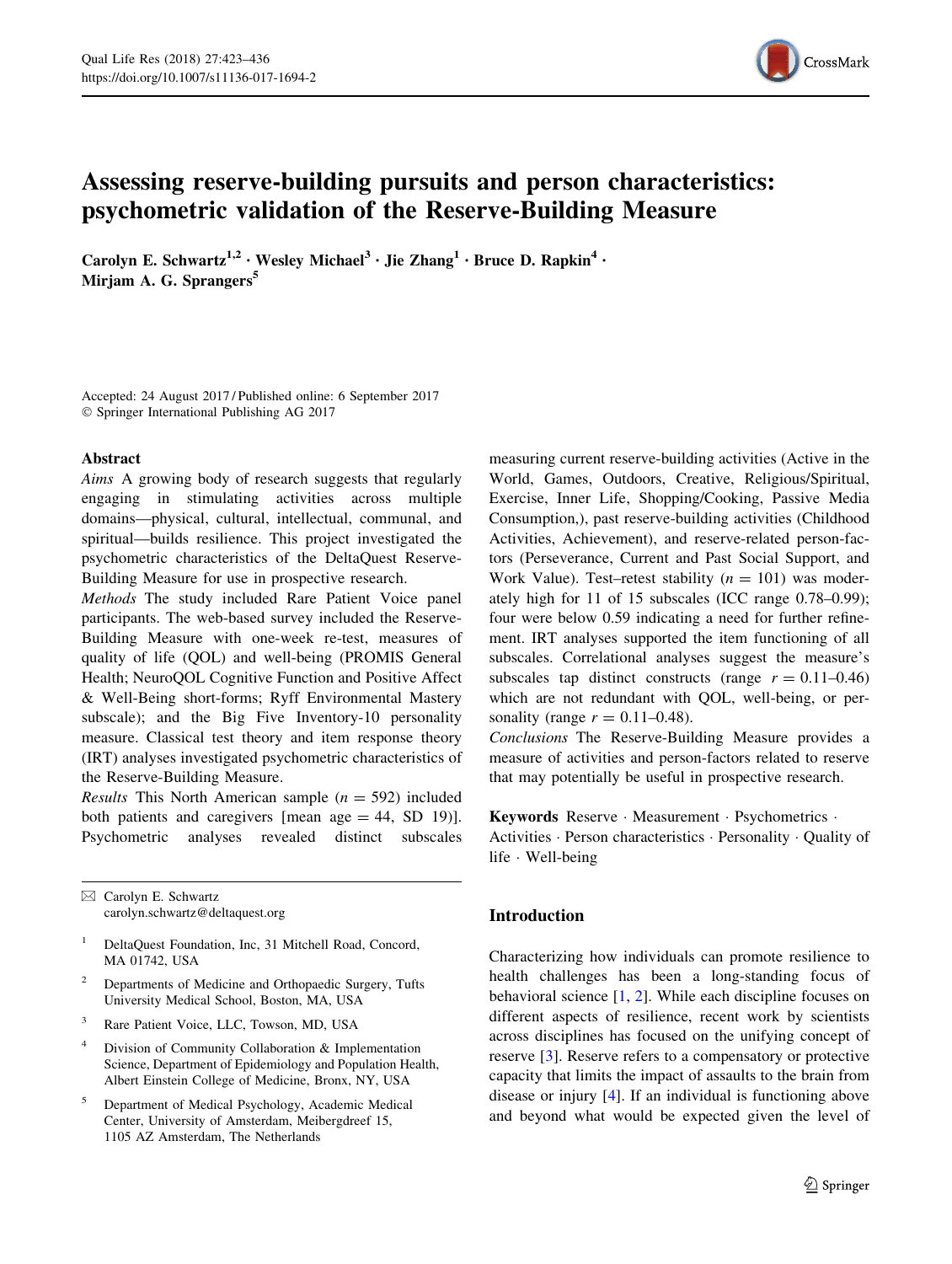# Assessing reserve-building pursuits and person characteristics: psychometric validation of the Reserve-Building Measure

**Carolyn E. Schwartz[1,2] · Wesley Michael[3] · Jie Zhang[1] · Bruce D. Rapkin[4] · Mirjam A. G. Sprangers[5]**

Accepted: 24 August 2017 / Published online: 6 September 2017
© Springer International Publishing AG 2017

## Abstract

*Aims* A growing body of research suggests that regularly engaging in stimulating activities across multiple domains—physical, cultural, intellectual, communal, and spiritual—builds resilience. This project investigated the psychometric characteristics of the DeltaQuest Reserve-Building Measure for use in prospective research.

*Methods* The study included Rare Patient Voice panel participants. The web-based survey included the Reserve-Building Measure with one-week re-test, measures of quality of life (QOL) and well-being (PROMIS General Health; NeuroQOL Cognitive Function and Positive Affect & Well-Being short-forms; Ryff Environmental Mastery subscale); and the Big Five Inventory-10 personality measure. Classical test theory and item response theory (IRT) analyses investigated psychometric characteristics of the Reserve-Building Measure.

*Results* This North American sample ($n = 592$) included both patients and caregivers [mean age = 44, SD 19)]. Psychometric analyses revealed distinct subscales measuring current reserve-building activities (Active in the World, Games, Outdoors, Creative, Religious/Spiritual, Exercise, Inner Life, Shopping/Cooking, Passive Media Consumption,), past reserve-building activities (Childhood Activities, Achievement), and reserve-related person-factors (Perseverance, Current and Past Social Support, and Work Value). Test–retest stability ($n = 101$) was moderately high for 11 of 15 subscales (ICC range 0.78–0.99); four were below 0.59 indicating a need for further refinement. IRT analyses supported the item functioning of all subscales. Correlational analyses suggest the measure's subscales tap distinct constructs (range $r = 0.11$–$0.46$) which are not redundant with QOL, well-being, or personality (range $r = 0.11$–$0.48$).

*Conclusions* The Reserve-Building Measure provides a measure of activities and person-factors related to reserve that may potentially be useful in prospective research.

**Keywords** Reserve · Measurement · Psychometrics · Activities · Person characteristics · Personality · Quality of life · Well-being

✉ Carolyn E. Schwartz
carolyn.schwartz@deltaquest.org

[1] DeltaQuest Foundation, Inc, 31 Mitchell Road, Concord, MA 01742, USA

[2] Departments of Medicine and Orthopaedic Surgery, Tufts University Medical School, Boston, MA, USA

[3] Rare Patient Voice, LLC, Towson, MD, USA

[4] Division of Community Collaboration & Implementation Science, Department of Epidemiology and Population Health, Albert Einstein College of Medicine, Bronx, NY, USA

[5] Department of Medical Psychology, Academic Medical Center, University of Amsterdam, Meibergdreef 15, 1105 AZ Amsterdam, The Netherlands

## Introduction

Characterizing how individuals can promote resilience to health challenges has been a long-standing focus of behavioral science [1, 2]. While each discipline focuses on different aspects of resilience, recent work by scientists across disciplines has focused on the unifying concept of reserve [3]. Reserve refers to a compensatory or protective capacity that limits the impact of assaults to the brain from disease or injury [4]. If an individual is functioning above and beyond what would be expected given the level of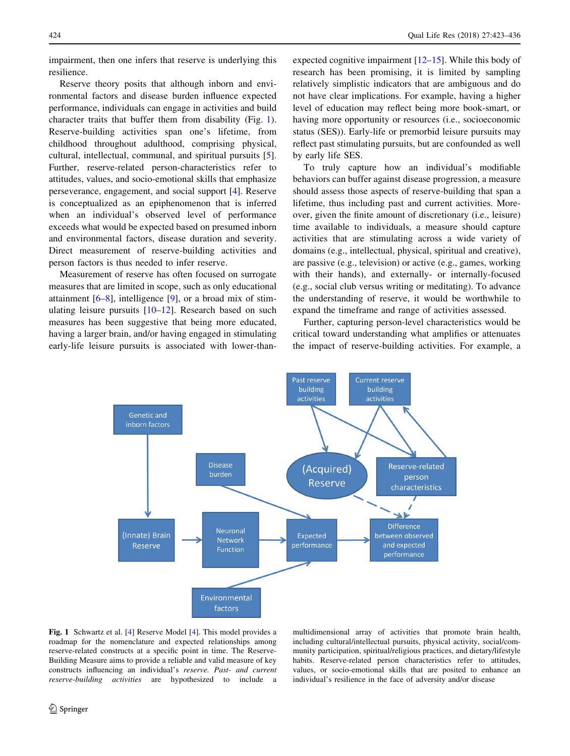impairment, then one infers that reserve is underlying this resilience.

Reserve theory posits that although inborn and environmental factors and disease burden influence expected performance, individuals can engage in activities and build character traits that buffer them from disability (Fig. 1). Reserve-building activities span one's lifetime, from childhood throughout adulthood, comprising physical, cultural, intellectual, communal, and spiritual pursuits [5]. Further, reserve-related person-characteristics refer to attitudes, values, and socio-emotional skills that emphasize perseverance, engagement, and social support [4]. Reserve is conceptualized as an epiphenomenon that is inferred when an individual's observed level of performance exceeds what would be expected based on presumed inborn and environmental factors, disease duration and severity. Direct measurement of reserve-building activities and person factors is thus needed to infer reserve.

Measurement of reserve has often focused on surrogate measures that are limited in scope, such as only educational attainment [6–8], intelligence [9], or a broad mix of stimulating leisure pursuits [10–12]. Research based on such measures has been suggestive that being more educated, having a larger brain, and/or having engaged in stimulating early-life leisure pursuits is associated with lower-than-expected cognitive impairment [12–15]. While this body of research has been promising, it is limited by sampling relatively simplistic indicators that are ambiguous and do not have clear implications. For example, having a higher level of education may reflect being more book-smart, or having more opportunity or resources (i.e., socioeconomic status (SES)). Early-life or premorbid leisure pursuits may reflect past stimulating pursuits, but are confounded as well by early life SES.

To truly capture how an individual's modifiable behaviors can buffer against disease progression, a measure should assess those aspects of reserve-building that span a lifetime, thus including past and current activities. Moreover, given the finite amount of discretionary (i.e., leisure) time available to individuals, a measure should capture activities that are stimulating across a wide variety of domains (e.g., intellectual, physical, spiritual and creative), are passive (e.g., television) or active (e.g., games, working with their hands), and externally- or internally-focused (e.g., social club versus writing or meditating). To advance the understanding of reserve, it would be worthwhile to expand the timeframe and range of activities assessed.

Further, capturing person-level characteristics would be critical toward understanding what amplifies or attenuates the impact of reserve-building activities. For example, a

Past reserve building activities
Current reserve building activities
Genetic and inborn factors
Disease burden
(Acquired) Reserve
Reserve-related person characteristics
(Innate) Brain Reserve
Neuronal Network Function
Expected performance
Difference between observed and expected performance
Environmental factors

**Fig. 1** Schwartz et al. [4] Reserve Model [4]. This model provides a roadmap for the nomenclature and expected relationships among reserve-related constructs at a specific point in time. The Reserve-Building Measure aims to provide a reliable and valid measure of key constructs influencing an individual's *reserve*. *Past- and current reserve-building activities* are hypothesized to include a multidimensional array of activities that promote brain health, including cultural/intellectual pursuits, physical activity, social/community participation, spiritual/religious practices, and dietary/lifestyle habits. Reserve-related person characteristics refer to attitudes, values, or socio-emotional skills that are posited to enhance an individual's resilience in the face of adversity and/or disease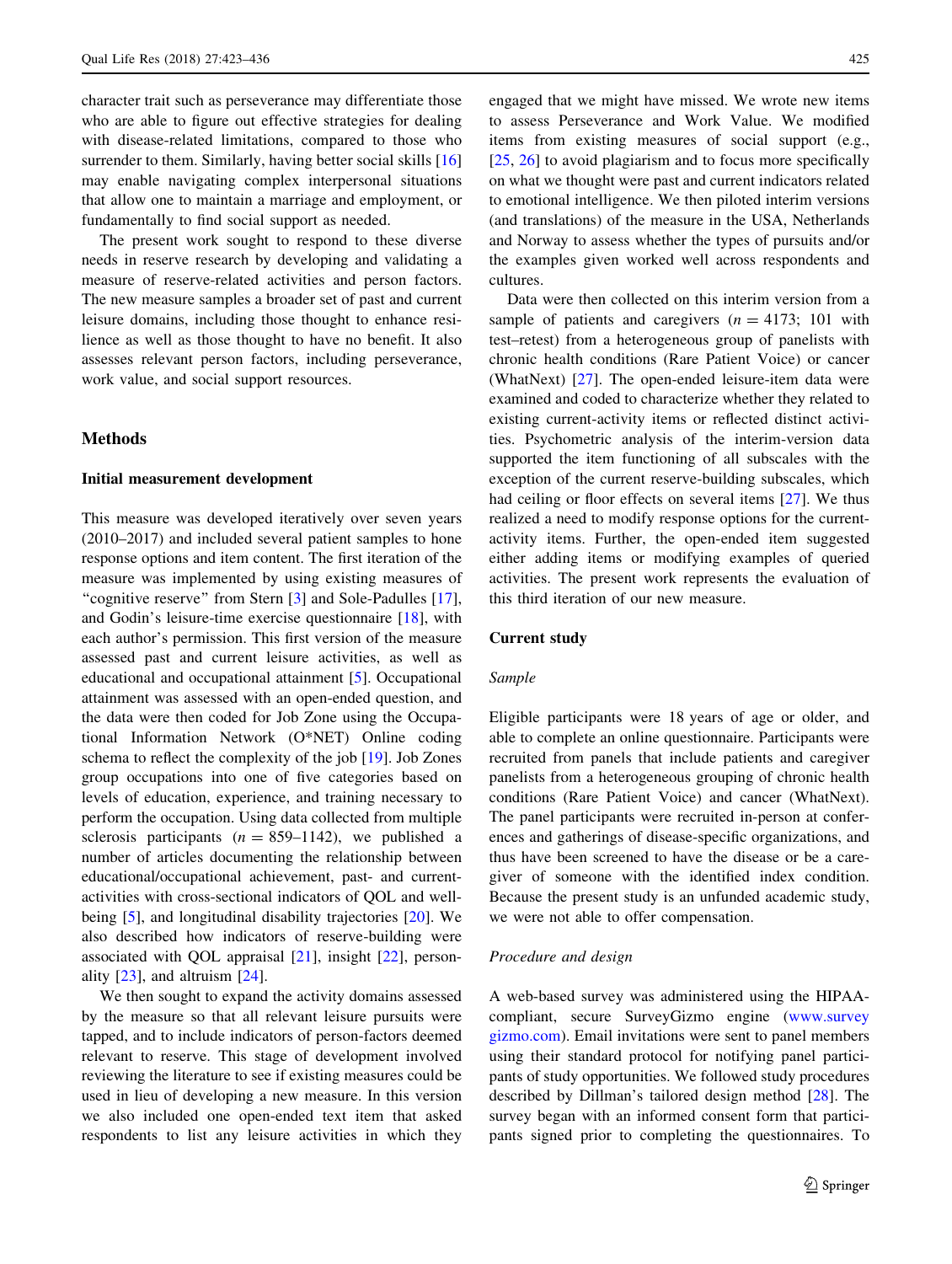character trait such as perseverance may differentiate those who are able to figure out effective strategies for dealing with disease-related limitations, compared to those who surrender to them. Similarly, having better social skills [16] may enable navigating complex interpersonal situations that allow one to maintain a marriage and employment, or fundamentally to find social support as needed.

The present work sought to respond to these diverse needs in reserve research by developing and validating a measure of reserve-related activities and person factors. The new measure samples a broader set of past and current leisure domains, including those thought to enhance resilience as well as those thought to have no benefit. It also assesses relevant person factors, including perseverance, work value, and social support resources.

## Methods

### Initial measurement development

This measure was developed iteratively over seven years (2010–2017) and included several patient samples to hone response options and item content. The first iteration of the measure was implemented by using existing measures of "cognitive reserve" from Stern [3] and Sole-Padulles [17], and Godin's leisure-time exercise questionnaire [18], with each author's permission. This first version of the measure assessed past and current leisure activities, as well as educational and occupational attainment [5]. Occupational attainment was assessed with an open-ended question, and the data were then coded for Job Zone using the Occupational Information Network (O*NET) Online coding schema to reflect the complexity of the job [19]. Job Zones group occupations into one of five categories based on levels of education, experience, and training necessary to perform the occupation. Using data collected from multiple sclerosis participants ($n = 859$–$1142$), we published a number of articles documenting the relationship between educational/occupational achievement, past- and current-activities with cross-sectional indicators of QOL and well-being [5], and longitudinal disability trajectories [20]. We also described how indicators of reserve-building were associated with QOL appraisal [21], insight [22], personality [23], and altruism [24].

We then sought to expand the activity domains assessed by the measure so that all relevant leisure pursuits were tapped, and to include indicators of person-factors deemed relevant to reserve. This stage of development involved reviewing the literature to see if existing measures could be used in lieu of developing a new measure. In this version we also included one open-ended text item that asked respondents to list any leisure activities in which they engaged that we might have missed. We wrote new items to assess Perseverance and Work Value. We modified items from existing measures of social support (e.g., [25, 26] to avoid plagiarism and to focus more specifically on what we thought were past and current indicators related to emotional intelligence. We then piloted interim versions (and translations) of the measure in the USA, Netherlands and Norway to assess whether the types of pursuits and/or the examples given worked well across respondents and cultures.

Data were then collected on this interim version from a sample of patients and caregivers ($n = 4173$; 101 with test–retest) from a heterogeneous group of panelists with chronic health conditions (Rare Patient Voice) or cancer (WhatNext) [27]. The open-ended leisure-item data were examined and coded to characterize whether they related to existing current-activity items or reflected distinct activities. Psychometric analysis of the interim-version data supported the item functioning of all subscales with the exception of the current reserve-building subscales, which had ceiling or floor effects on several items [27]. We thus realized a need to modify response options for the current-activity items. Further, the open-ended item suggested either adding items or modifying examples of queried activities. The present work represents the evaluation of this third iteration of our new measure.

### Current study

#### *Sample*

Eligible participants were 18 years of age or older, and able to complete an online questionnaire. Participants were recruited from panels that include patients and caregiver panelists from a heterogeneous grouping of chronic health conditions (Rare Patient Voice) and cancer (WhatNext). The panel participants were recruited in-person at conferences and gatherings of disease-specific organizations, and thus have been screened to have the disease or be a caregiver of someone with the identified index condition. Because the present study is an unfunded academic study, we were not able to offer compensation.

#### *Procedure and design*

A web-based survey was administered using the HIPAA-compliant, secure SurveyGizmo engine (www.surveygizmo.com). Email invitations were sent to panel members using their standard protocol for notifying panel participants of study opportunities. We followed study procedures described by Dillman's tailored design method [28]. The survey began with an informed consent form that participants signed prior to completing the questionnaires. To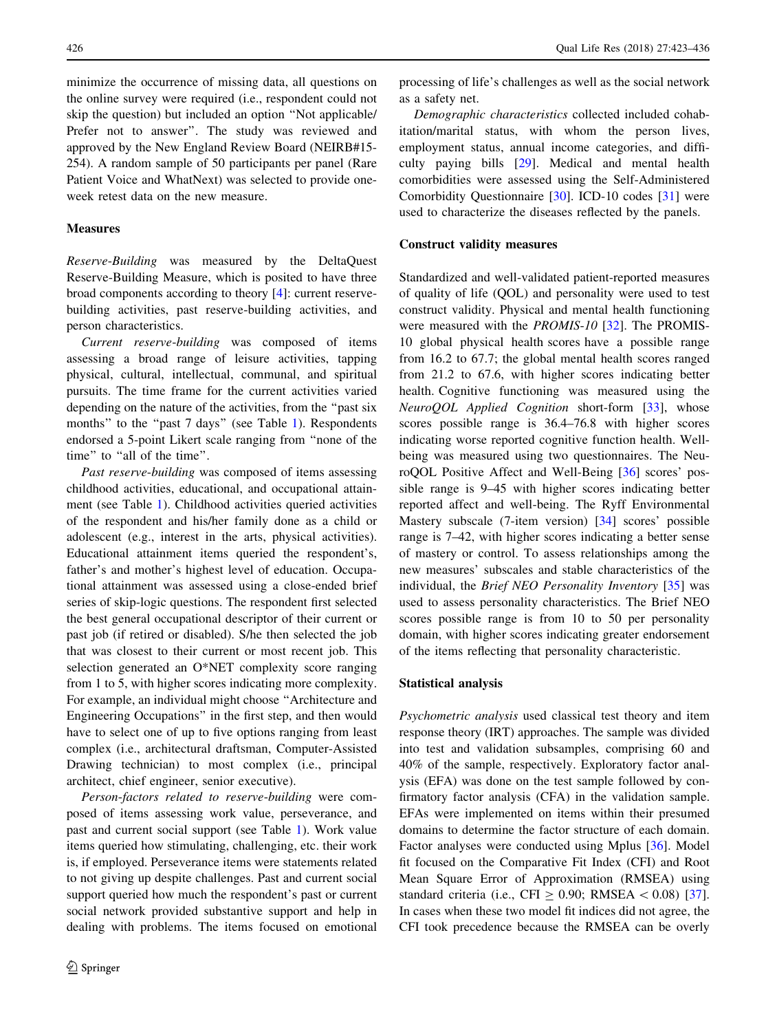minimize the occurrence of missing data, all questions on the online survey were required (i.e., respondent could not skip the question) but included an option "Not applicable/ Prefer not to answer". The study was reviewed and approved by the New England Review Board (NEIRB#15-254). A random sample of 50 participants per panel (Rare Patient Voice and WhatNext) was selected to provide one-week retest data on the new measure.

### Measures

*Reserve-Building* was measured by the DeltaQuest Reserve-Building Measure, which is posited to have three broad components according to theory [4]: current reserve-building activities, past reserve-building activities, and person characteristics.

*Current reserve-building* was composed of items assessing a broad range of leisure activities, tapping physical, cultural, intellectual, communal, and spiritual pursuits. The time frame for the current activities varied depending on the nature of the activities, from the "past six months" to the "past 7 days" (see Table 1). Respondents endorsed a 5-point Likert scale ranging from "none of the time" to "all of the time".

*Past reserve-building* was composed of items assessing childhood activities, educational, and occupational attainment (see Table 1). Childhood activities queried activities of the respondent and his/her family done as a child or adolescent (e.g., interest in the arts, physical activities). Educational attainment items queried the respondent's, father's and mother's highest level of education. Occupational attainment was assessed using a close-ended brief series of skip-logic questions. The respondent first selected the best general occupational descriptor of their current or past job (if retired or disabled). S/he then selected the job that was closest to their current or most recent job. This selection generated an O*NET complexity score ranging from 1 to 5, with higher scores indicating more complexity. For example, an individual might choose "Architecture and Engineering Occupations" in the first step, and then would have to select one of up to five options ranging from least complex (i.e., architectural draftsman, Computer-Assisted Drawing technician) to most complex (i.e., principal architect, chief engineer, senior executive).

*Person-factors related to reserve-building* were composed of items assessing work value, perseverance, and past and current social support (see Table 1). Work value items queried how stimulating, challenging, etc. their work is, if employed. Perseverance items were statements related to not giving up despite challenges. Past and current social support queried how much the respondent's past or current social network provided substantive support and help in dealing with problems. The items focused on emotional processing of life's challenges as well as the social network as a safety net.

*Demographic characteristics* collected included cohabitation/marital status, with whom the person lives, employment status, annual income categories, and difficulty paying bills [29]. Medical and mental health comorbidities were assessed using the Self-Administered Comorbidity Questionnaire [30]. ICD-10 codes [31] were used to characterize the diseases reflected by the panels.

### Construct validity measures

Standardized and well-validated patient-reported measures of quality of life (QOL) and personality were used to test construct validity. Physical and mental health functioning were measured with the *PROMIS-10* [32]. The PROMIS-10 global physical health scores have a possible range from 16.2 to 67.7; the global mental health scores ranged from 21.2 to 67.6, with higher scores indicating better health. Cognitive functioning was measured using the *NeuroQOL Applied Cognition* short-form [33], whose scores possible range is 36.4–76.8 with higher scores indicating worse reported cognitive function health. Well-being was measured using two questionnaires. The NeuroQOL Positive Affect and Well-Being [36] scores' possible range is 9–45 with higher scores indicating better reported affect and well-being. The Ryff Environmental Mastery subscale (7-item version) [34] scores' possible range is 7–42, with higher scores indicating a better sense of mastery or control. To assess relationships among the new measures' subscales and stable characteristics of the individual, the *Brief NEO Personality Inventory* [35] was used to assess personality characteristics. The Brief NEO scores possible range is from 10 to 50 per personality domain, with higher scores indicating greater endorsement of the items reflecting that personality characteristic.

### Statistical analysis

*Psychometric analysis* used classical test theory and item response theory (IRT) approaches. The sample was divided into test and validation subsamples, comprising 60 and 40% of the sample, respectively. Exploratory factor analysis (EFA) was done on the test sample followed by confirmatory factor analysis (CFA) in the validation sample. EFAs were implemented on items within their presumed domains to determine the factor structure of each domain. Factor analyses were conducted using Mplus [36]. Model fit focused on the Comparative Fit Index (CFI) and Root Mean Square Error of Approximation (RMSEA) using standard criteria (i.e., CFI $\geq$ 0.90; RMSEA $<$ 0.08) [37]. In cases when these two model fit indices did not agree, the CFI took precedence because the RMSEA can be overly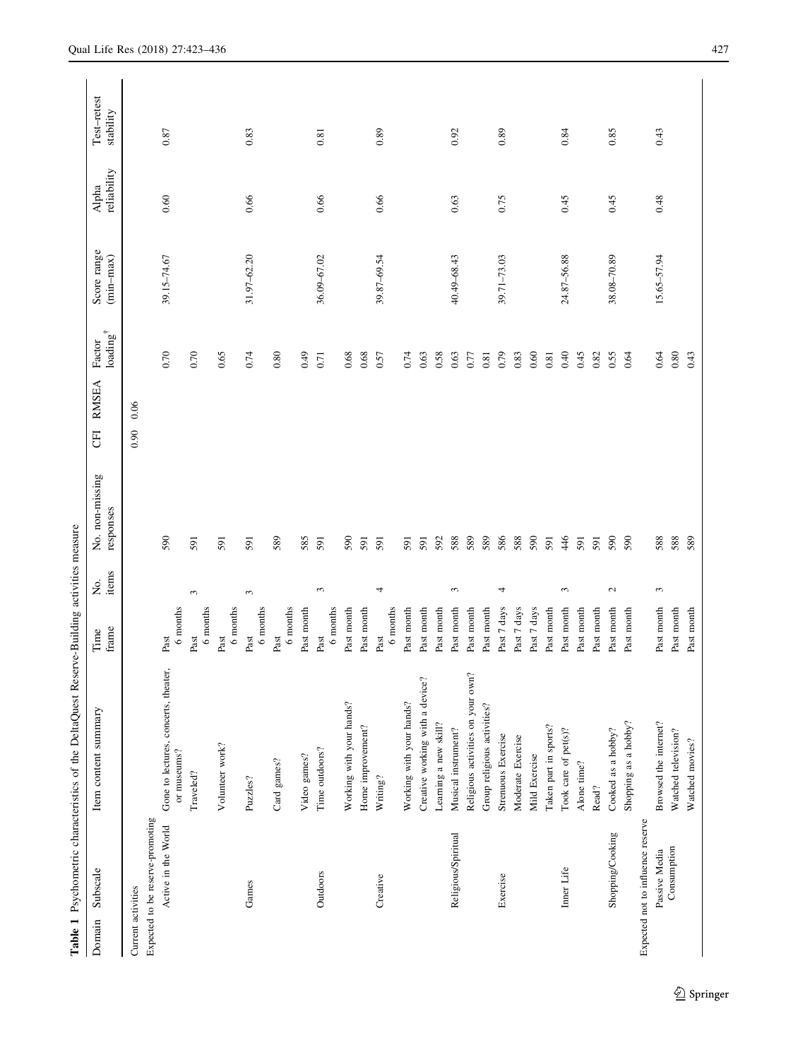**Table 1** Psychometric characteristics of the DeltaQuest Reserve-Building activities measure

| Domain | Subscale | Item content summary | Time frame | No. items | No. non-missing responses | CFI | RMSEA | Factor loading[†] | Score range (min–max) | Alpha reliability | Test–retest stability |
|---|---|---|---|---|---|---|---|---|---|---|---|
| Current activities | | | | | | 0.90 | 0.06 | | | | |
| Expected to be reserve-promoting | | | | | | | | | | | |
| | Active in the World | Gone to lectures, concerts, theater, or museums? | Past 6 months | 3 | 590 | | | 0.70 | 39.15–74.67 | 0.60 | 0.87 |
| | | Traveled? | Past 6 months | | 591 | | | 0.70 | | | |
| | | Volunteer work? | Past 6 months | | 591 | | | 0.65 | | | |
| | Games | Puzzles? | Past 6 months | 3 | 591 | | | 0.74 | 31.97–62.20 | 0.66 | 0.83 |
| | | Card games? | Past 6 months | | 589 | | | 0.80 | | | |
| | | Video games? | Past month | | 585 | | | 0.49 | | | |
| | Outdoors | Time outdoors? | Past 6 months | 3 | 591 | | | 0.71 | 36.09–67.02 | 0.66 | 0.81 |
| | | Working with your hands? | Past month | | 590 | | | 0.68 | | | |
| | | Home improvement? | Past month | | 591 | | | 0.68 | | | |
| | Creative | Writing? | Past 6 months | 4 | 591 | | | 0.57 | 39.87–69.54 | 0.66 | 0.89 |
| | | Working with your hands? | Past month | | 591 | | | 0.74 | | | |
| | | Creative working with a device? | Past month | | 591 | | | 0.63 | | | |
| | | Learning a new skill? | Past month | | 592 | | | 0.58 | | | |
| | Religious/Spiritual | Musical instrument? | Past month | 3 | 588 | | | 0.63 | 40.49–68.43 | 0.63 | 0.92 |
| | | Religious activities on your own? | Past month | | 589 | | | 0.77 | | | |
| | | Group religious activities? | Past month | | 589 | | | 0.81 | | | |
| | Exercise | Strenuous Exercise | Past 7 days | 4 | 586 | | | 0.79 | 39.71–73.03 | 0.75 | 0.89 |
| | | Moderate Exercise | Past 7 days | | 588 | | | 0.83 | | | |
| | | Mild Exercise | Past 7 days | | 590 | | | 0.60 | | | |
| | | Taken part in sports? | Past month | | 591 | | | 0.81 | | | |
| | Inner Life | Took care of pet(s)? | Past month | 3 | 446 | | | 0.40 | 24.87–56.88 | 0.45 | 0.84 |
| | | Alone time? | Past month | | 591 | | | 0.45 | | | |
| | | Read? | Past month | | 591 | | | 0.82 | | | |
| | Shopping/Cooking | Cooked as a hobby? | Past month | 2 | 590 | | | 0.55 | 38.08–70.89 | 0.45 | 0.85 |
| | | Shopping as a hobby? | Past month | | 590 | | | 0.64 | | | |
| Expected not to influence reserve | | | | | | | | | | | |
| | Passive Media Consumption | Browsed the internet? | Past month | 3 | 588 | | | 0.64 | 15.65–57.94 | 0.48 | 0.43 |
| | | Watched television? | Past month | | 588 | | | 0.80 | | | |
| | | Watched movies? | Past month | | 589 | | | 0.43 | | | |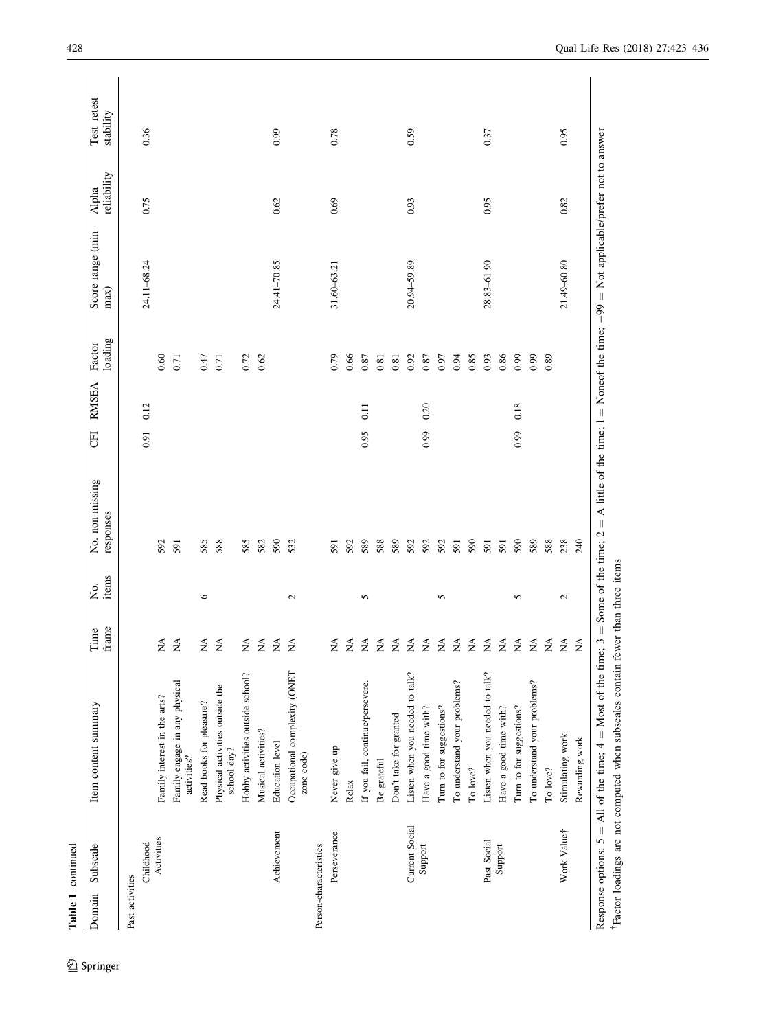**Table 1** continued

| Domain | Subscale | Item content summary | Time frame | No. items | No. non-missing responses | CFI | RMSEA | Factor loading | Score range (min–max) | Alpha reliability | Test–retest stability |
|---|---|---|---|---|---|---|---|---|---|---|---|
| Past activities | | | | | | | | | | | |
| | Childhood Activities | | | | | 0.91 | 0.12 | | 24.11–68.24 | 0.75 | 0.36 |
| | | Family interest in the arts? | NA | | 592 | | | 0.60 | | | |
| | | Family engage in any physical activities? | NA | | 591 | | | 0.71 | | | |
| | | Read books for pleasure? | NA | 6 | 585 | | | 0.47 | | | |
| | | Physical activities outside the school day? | NA | | 588 | | | 0.71 | | | |
| | | Hobby activities outside school? | NA | | 585 | | | 0.72 | | | |
| | | Musical activities? | NA | | 582 | | | 0.62 | | | |
| | Achievement | Education level | NA | | 590 | | | | 24.41–70.85 | 0.62 | 0.99 |
| | | Occupational complexity (ONET zone code) | NA | 2 | 532 | | | | | | |
| Person-characteristics | | | | | | | | | | | |
| | Perseverance | Never give up | NA | | 591 | | | 0.79 | 31.60–63.21 | 0.69 | 0.78 |
| | | Relax | NA | | 592 | | | 0.66 | | | |
| | | If you fail, continue/persevere. | NA | 5 | 589 | 0.95 | 0.11 | 0.87 | | | |
| | | Be grateful | NA | | 588 | | | 0.81 | | | |
| | | Don't take for granted | NA | | 589 | | | 0.81 | | | |
| | Current Social Support | Listen when you needed to talk? | NA | | 592 | | | 0.92 | 20.94–59.89 | 0.93 | 0.59 |
| | | Have a good time with? | NA | | 592 | 0.99 | 0.20 | 0.87 | | | |
| | | Turn to for suggestions? | NA | 5 | 592 | | | 0.97 | | | |
| | | To understand your problems? | NA | | 591 | | | 0.94 | | | |
| | | To love? | NA | | 590 | | | 0.85 | | | |
| | Past Social Support | Listen when you needed to talk? | NA | | 591 | | | 0.93 | 28.83–61.90 | 0.95 | 0.37 |
| | | Have a good time with? | NA | | 591 | | | 0.86 | | | |
| | | Turn to for suggestions? | NA | 5 | 590 | 0.99 | 0.18 | 0.99 | | | |
| | | To understand your problems? | NA | | 589 | | | 0.99 | | | |
| | | To love? | NA | | 588 | | | 0.89 | | | |
| | Work Value† | Stimulating work | NA | 2 | 238 | | | | 21.49–60.80 | 0.82 | 0.95 |
| | | Rewarding work | NA | | 240 | | | | | | |

Response options: 5 = All of the time; 4 = Most of the time; 3 = Some of the time; 2 = A little of the time; 1 = Noneof the time; −99 = Not applicable/prefer not to answer

†Factor loadings are not computed when subscales contain fewer than three items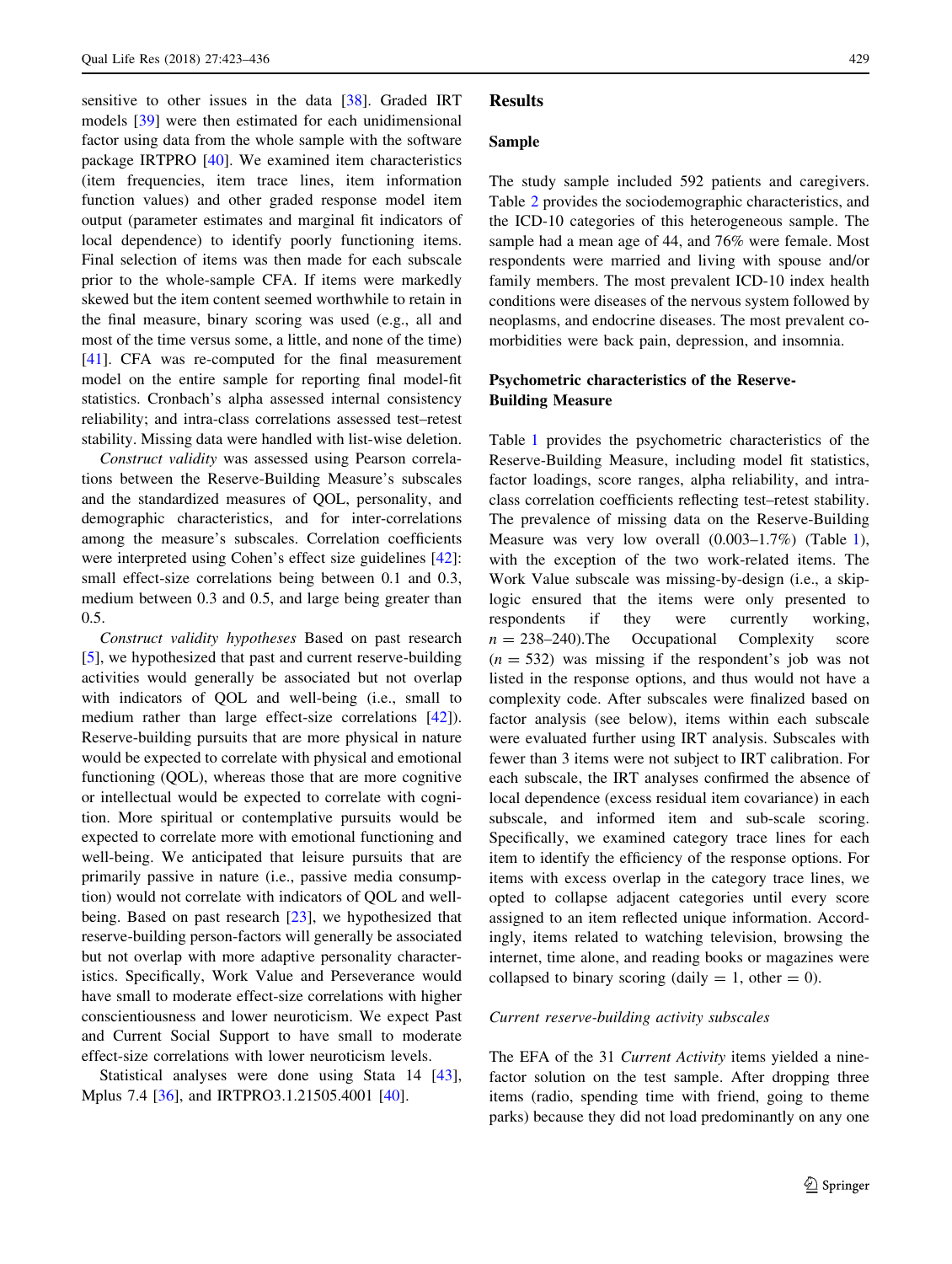sensitive to other issues in the data [38]. Graded IRT models [39] were then estimated for each unidimensional factor using data from the whole sample with the software package IRTPRO [40]. We examined item characteristics (item frequencies, item trace lines, item information function values) and other graded response model item output (parameter estimates and marginal fit indicators of local dependence) to identify poorly functioning items. Final selection of items was then made for each subscale prior to the whole-sample CFA. If items were markedly skewed but the item content seemed worthwhile to retain in the final measure, binary scoring was used (e.g., all and most of the time versus some, a little, and none of the time) [41]. CFA was re-computed for the final measurement model on the entire sample for reporting final model-fit statistics. Cronbach's alpha assessed internal consistency reliability; and intra-class correlations assessed test–retest stability. Missing data were handled with list-wise deletion.

*Construct validity* was assessed using Pearson correlations between the Reserve-Building Measure's subscales and the standardized measures of QOL, personality, and demographic characteristics, and for inter-correlations among the measure's subscales. Correlation coefficients were interpreted using Cohen's effect size guidelines [42]: small effect-size correlations being between 0.1 and 0.3, medium between 0.3 and 0.5, and large being greater than 0.5.

*Construct validity hypotheses* Based on past research [5], we hypothesized that past and current reserve-building activities would generally be associated but not overlap with indicators of QOL and well-being (i.e., small to medium rather than large effect-size correlations [42]). Reserve-building pursuits that are more physical in nature would be expected to correlate with physical and emotional functioning (QOL), whereas those that are more cognitive or intellectual would be expected to correlate with cognition. More spiritual or contemplative pursuits would be expected to correlate more with emotional functioning and well-being. We anticipated that leisure pursuits that are primarily passive in nature (i.e., passive media consumption) would not correlate with indicators of QOL and well-being. Based on past research [23], we hypothesized that reserve-building person-factors will generally be associated but not overlap with more adaptive personality characteristics. Specifically, Work Value and Perseverance would have small to moderate effect-size correlations with higher conscientiousness and lower neuroticism. We expect Past and Current Social Support to have small to moderate effect-size correlations with lower neuroticism levels.

Statistical analyses were done using Stata 14 [43], Mplus 7.4 [36], and IRTPRO3.1.21505.4001 [40].

## Results

### Sample

The study sample included 592 patients and caregivers. Table 2 provides the sociodemographic characteristics, and the ICD-10 categories of this heterogeneous sample. The sample had a mean age of 44, and 76% were female. Most respondents were married and living with spouse and/or family members. The most prevalent ICD-10 index health conditions were diseases of the nervous system followed by neoplasms, and endocrine diseases. The most prevalent co-morbidities were back pain, depression, and insomnia.

### Psychometric characteristics of the Reserve-Building Measure

Table 1 provides the psychometric characteristics of the Reserve-Building Measure, including model fit statistics, factor loadings, score ranges, alpha reliability, and intra-class correlation coefficients reflecting test–retest stability. The prevalence of missing data on the Reserve-Building Measure was very low overall (0.003–1.7%) (Table 1), with the exception of the two work-related items. The Work Value subscale was missing-by-design (i.e., a skip-logic ensured that the items were only presented to respondents if they were currently working, $n$ = 238–240).The Occupational Complexity score ($n$ = 532) was missing if the respondent's job was not listed in the response options, and thus would not have a complexity code. After subscales were finalized based on factor analysis (see below), items within each subscale were evaluated further using IRT analysis. Subscales with fewer than 3 items were not subject to IRT calibration. For each subscale, the IRT analyses confirmed the absence of local dependence (excess residual item covariance) in each subscale, and informed item and sub-scale scoring. Specifically, we examined category trace lines for each item to identify the efficiency of the response options. For items with excess overlap in the category trace lines, we opted to collapse adjacent categories until every score assigned to an item reflected unique information. Accordingly, items related to watching television, browsing the internet, time alone, and reading books or magazines were collapsed to binary scoring (daily = 1, other = 0).

#### *Current reserve-building activity subscales*

The EFA of the 31 *Current Activity* items yielded a nine-factor solution on the test sample. After dropping three items (radio, spending time with friend, going to theme parks) because they did not load predominantly on any one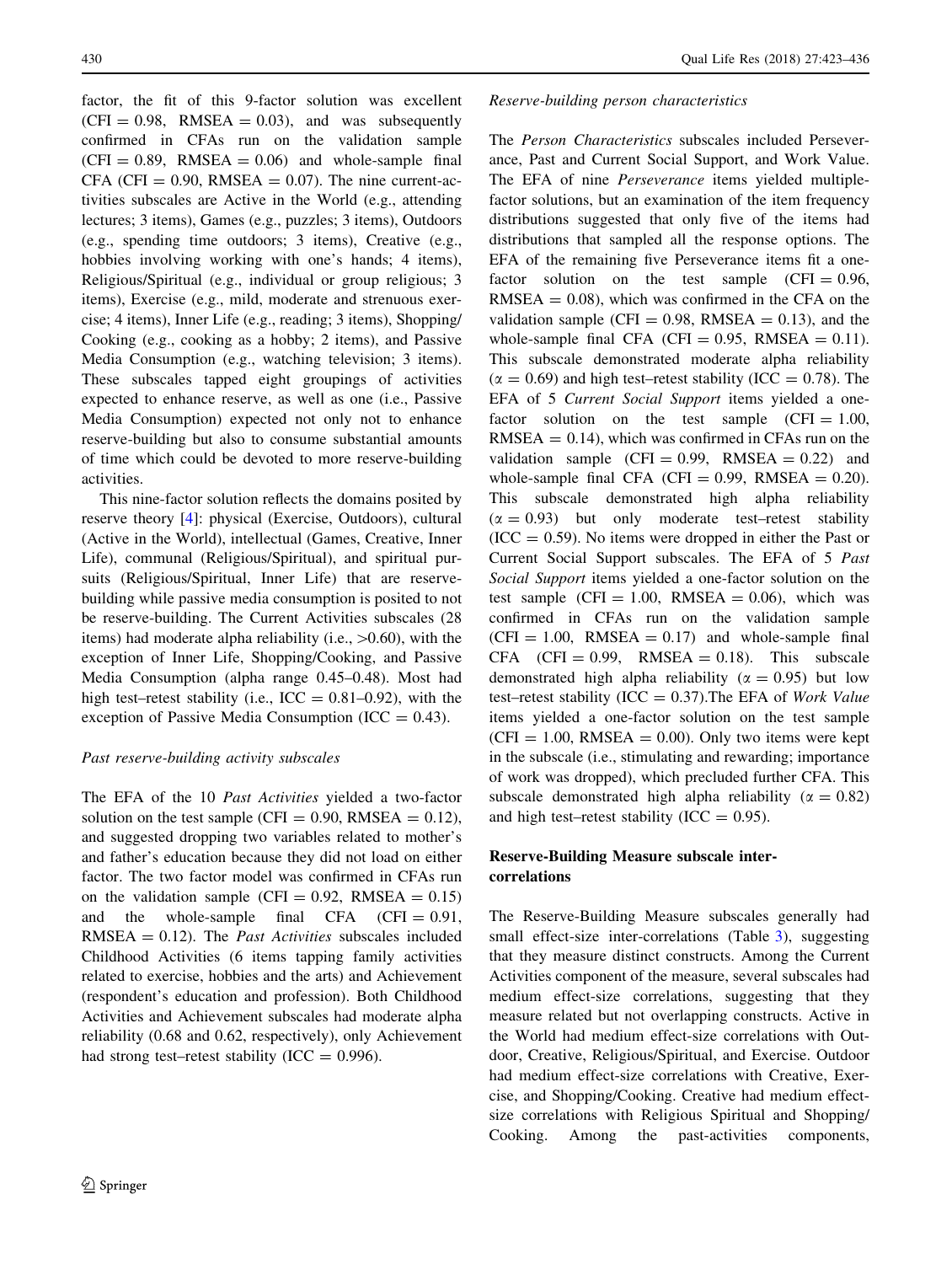factor, the fit of this 9-factor solution was excellent (CFI = 0.98, RMSEA = 0.03), and was subsequently confirmed in CFAs run on the validation sample (CFI = 0.89, RMSEA = 0.06) and whole-sample final CFA (CFI = 0.90, RMSEA = 0.07). The nine current-activities subscales are Active in the World (e.g., attending lectures; 3 items), Games (e.g., puzzles; 3 items), Outdoors (e.g., spending time outdoors; 3 items), Creative (e.g., hobbies involving working with one's hands; 4 items), Religious/Spiritual (e.g., individual or group religious; 3 items), Exercise (e.g., mild, moderate and strenuous exercise; 4 items), Inner Life (e.g., reading; 3 items), Shopping/Cooking (e.g., cooking as a hobby; 2 items), and Passive Media Consumption (e.g., watching television; 3 items). These subscales tapped eight groupings of activities expected to enhance reserve, as well as one (i.e., Passive Media Consumption) expected not only not to enhance reserve-building but also to consume substantial amounts of time which could be devoted to more reserve-building activities.

This nine-factor solution reflects the domains posited by reserve theory [4]: physical (Exercise, Outdoors), cultural (Active in the World), intellectual (Games, Creative, Inner Life), communal (Religious/Spiritual), and spiritual pursuits (Religious/Spiritual, Inner Life) that are reserve-building while passive media consumption is posited to not be reserve-building. The Current Activities subscales (28 items) had moderate alpha reliability (i.e., >0.60), with the exception of Inner Life, Shopping/Cooking, and Passive Media Consumption (alpha range 0.45–0.48). Most had high test–retest stability (i.e., ICC = 0.81–0.92), with the exception of Passive Media Consumption (ICC = 0.43).

#### Past reserve-building activity subscales

The EFA of the 10 *Past Activities* yielded a two-factor solution on the test sample (CFI = 0.90, RMSEA = 0.12), and suggested dropping two variables related to mother's and father's education because they did not load on either factor. The two factor model was confirmed in CFAs run on the validation sample (CFI = 0.92, RMSEA = 0.15) and the whole-sample final CFA (CFI = 0.91, RMSEA = 0.12). The *Past Activities* subscales included Childhood Activities (6 items tapping family activities related to exercise, hobbies and the arts) and Achievement (respondent's education and profession). Both Childhood Activities and Achievement subscales had moderate alpha reliability (0.68 and 0.62, respectively), only Achievement had strong test–retest stability (ICC = 0.996).

#### Reserve-building person characteristics

The *Person Characteristics* subscales included Perseverance, Past and Current Social Support, and Work Value. The EFA of nine *Perseverance* items yielded multiple-factor solutions, but an examination of the item frequency distributions suggested that only five of the items had distributions that sampled all the response options. The EFA of the remaining five Perseverance items fit a one-factor solution on the test sample (CFI = 0.96, RMSEA = 0.08), which was confirmed in the CFA on the validation sample (CFI = 0.98, RMSEA = 0.13), and the whole-sample final CFA (CFI = 0.95, RMSEA = 0.11). This subscale demonstrated moderate alpha reliability ($\alpha = 0.69$) and high test–retest stability (ICC = 0.78). The EFA of 5 *Current Social Support* items yielded a one-factor solution on the test sample (CFI = 1.00, RMSEA = 0.14), which was confirmed in CFAs run on the validation sample (CFI = 0.99, RMSEA = 0.22) and whole-sample final CFA (CFI = 0.99, RMSEA = 0.20). This subscale demonstrated high alpha reliability ($\alpha = 0.93$) but only moderate test–retest stability (ICC = 0.59). No items were dropped in either the Past or Current Social Support subscales. The EFA of 5 *Past Social Support* items yielded a one-factor solution on the test sample (CFI = 1.00, RMSEA = 0.06), which was confirmed in CFAs run on the validation sample (CFI = 1.00, RMSEA = 0.17) and whole-sample final CFA (CFI = 0.99, RMSEA = 0.18). This subscale demonstrated high alpha reliability ($\alpha = 0.95$) but low test–retest stability (ICC = 0.37).The EFA of *Work Value* items yielded a one-factor solution on the test sample (CFI = 1.00, RMSEA = 0.00). Only two items were kept in the subscale (i.e., stimulating and rewarding; importance of work was dropped), which precluded further CFA. This subscale demonstrated high alpha reliability ($\alpha = 0.82$) and high test–retest stability (ICC = 0.95).

### Reserve-Building Measure subscale inter-correlations

The Reserve-Building Measure subscales generally had small effect-size inter-correlations (Table 3), suggesting that they measure distinct constructs. Among the Current Activities component of the measure, several subscales had medium effect-size correlations, suggesting that they measure related but not overlapping constructs. Active in the World had medium effect-size correlations with Outdoor, Creative, Religious/Spiritual, and Exercise. Outdoor had medium effect-size correlations with Creative, Exercise, and Shopping/Cooking. Creative had medium effect-size correlations with Religious Spiritual and Shopping/Cooking. Among the past-activities components,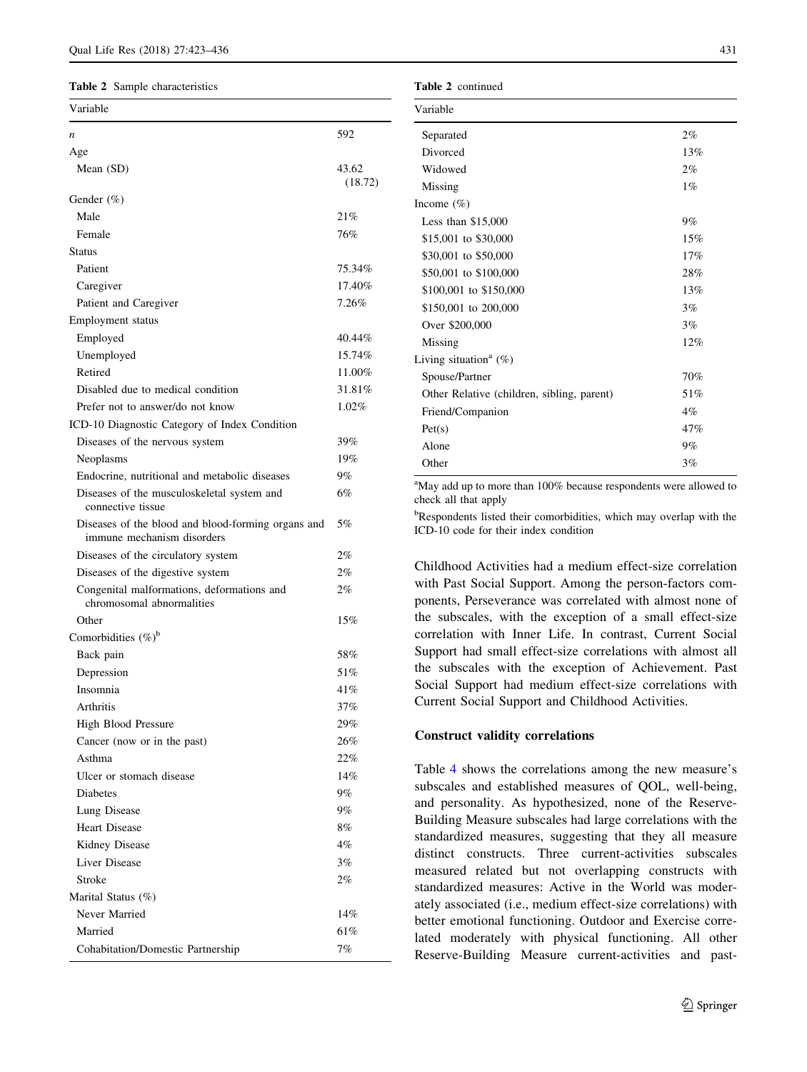**Table 2** Sample characteristics

| Variable | |
|---|---|
| *n* | 592 |
| Age | |
| Mean (SD) | 43.62 (18.72) |
| Gender (%) | |
| Male | 21% |
| Female | 76% |
| Status | |
| Patient | 75.34% |
| Caregiver | 17.40% |
| Patient and Caregiver | 7.26% |
| Employment status | |
| Employed | 40.44% |
| Unemployed | 15.74% |
| Retired | 11.00% |
| Disabled due to medical condition | 31.81% |
| Prefer not to answer/do not know | 1.02% |
| ICD-10 Diagnostic Category of Index Condition | |
| Diseases of the nervous system | 39% |
| Neoplasms | 19% |
| Endocrine, nutritional and metabolic diseases | 9% |
| Diseases of the musculoskeletal system and connective tissue | 6% |
| Diseases of the blood and blood-forming organs and immune mechanism disorders | 5% |
| Diseases of the circulatory system | 2% |
| Diseases of the digestive system | 2% |
| Congenital malformations, deformations and chromosomal abnormalities | 2% |
| Other | 15% |
| Comorbidities (%)[b] | |
| Back pain | 58% |
| Depression | 51% |
| Insomnia | 41% |
| Arthritis | 37% |
| High Blood Pressure | 29% |
| Cancer (now or in the past) | 26% |
| Asthma | 22% |
| Ulcer or stomach disease | 14% |
| Diabetes | 9% |
| Lung Disease | 9% |
| Heart Disease | 8% |
| Kidney Disease | 4% |
| Liver Disease | 3% |
| Stroke | 2% |
| Marital Status (%) | |
| Never Married | 14% |
| Married | 61% |
| Cohabitation/Domestic Partnership | 7% |
| Separated | 2% |
| Divorced | 13% |
| Widowed | 2% |
| Missing | 1% |
| Income (%) | |
| Less than \$15,000 | 9% |
| \$15,001 to \$30,000 | 15% |
| \$30,001 to \$50,000 | 17% |
| \$50,001 to \$100,000 | 28% |
| \$100,001 to \$150,000 | 13% |
| \$150,001 to 200,000 | 3% |
| Over \$200,000 | 3% |
| Missing | 12% |
| Living situation[a] (%) | |
| Spouse/Partner | 70% |
| Other Relative (children, sibling, parent) | 51% |
| Friend/Companion | 4% |
| Pet(s) | 47% |
| Alone | 9% |
| Other | 3% |

[a]May add up to more than 100% because respondents were allowed to check all that apply

[b]Respondents listed their comorbidities, which may overlap with the ICD-10 code for their index condition

Childhood Activities had a medium effect-size correlation with Past Social Support. Among the person-factors components, Perseverance was correlated with almost none of the subscales, with the exception of a small effect-size correlation with Inner Life. In contrast, Current Social Support had small effect-size correlations with almost all the subscales with the exception of Achievement. Past Social Support had medium effect-size correlations with Current Social Support and Childhood Activities.

### Construct validity correlations

Table 4 shows the correlations among the new measure's subscales and established measures of QOL, well-being, and personality. As hypothesized, none of the Reserve-Building Measure subscales had large correlations with the standardized measures, suggesting that they all measure distinct constructs. Three current-activities subscales measured related but not overlapping constructs with standardized measures: Active in the World was moderately associated (i.e., medium effect-size correlations) with better emotional functioning. Outdoor and Exercise correlated moderately with physical functioning. All other Reserve-Building Measure current-activities and past-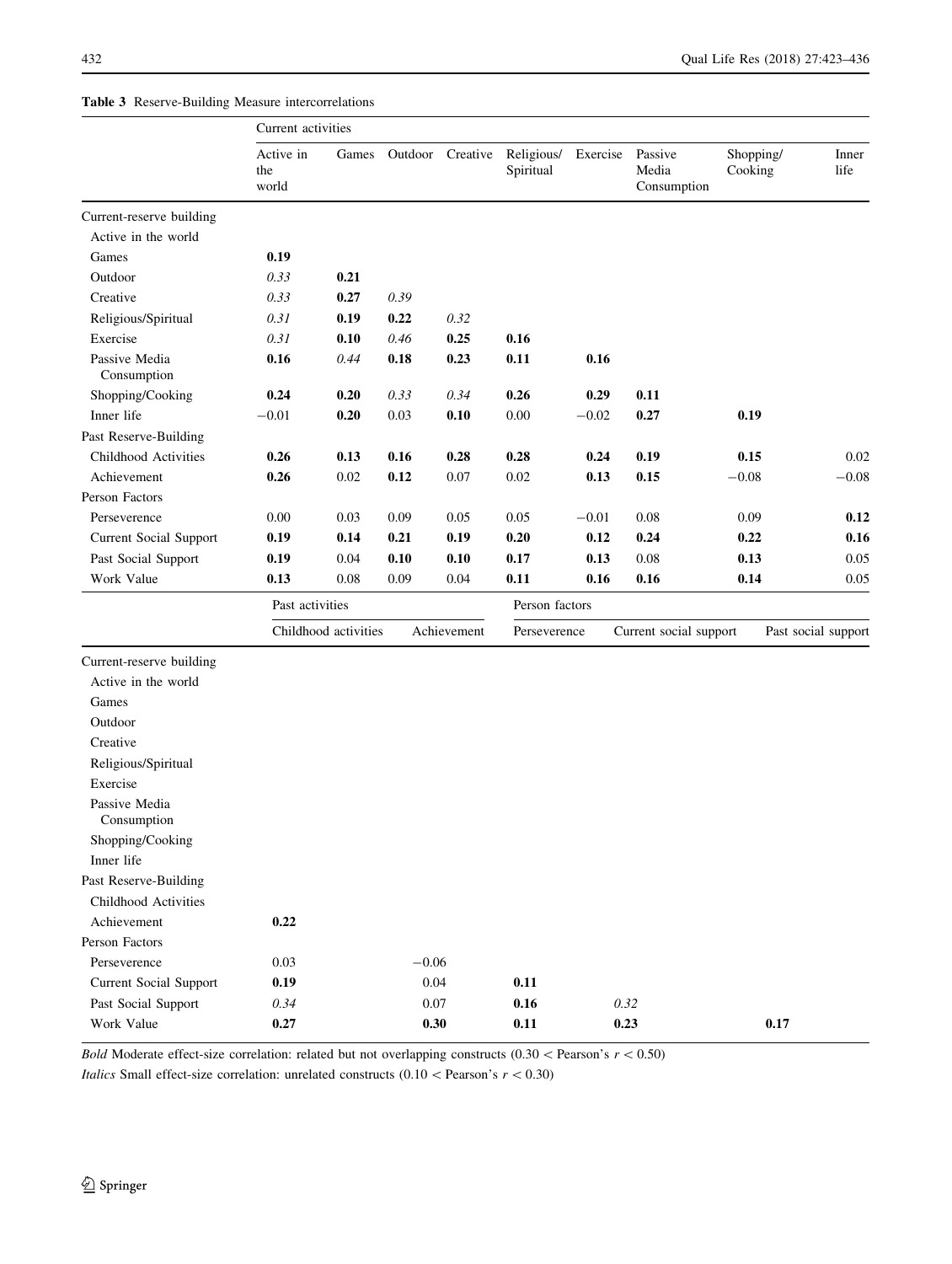**Table 3** Reserve-Building Measure intercorrelations

| | Current activities | | | | | | | | |
|---|---|---|---|---|---|---|---|---|---|
| | Active in the world | Games | Outdoor | Creative | Religious/ Spiritual | Exercise | Passive Media Consumption | Shopping/ Cooking | Inner life |
| Current-reserve building | | | | | | | | | |
| Active in the world | | | | | | | | | |
| Games | **0.19** | | | | | | | | |
| Outdoor | *0.33* | **0.21** | | | | | | | |
| Creative | *0.33* | **0.27** | *0.39* | | | | | | |
| Religious/Spiritual | *0.31* | **0.19** | **0.22** | *0.32* | | | | | |
| Exercise | *0.31* | **0.10** | *0.46* | **0.25** | **0.16** | | | | |
| Passive Media Consumption | **0.16** | *0.44* | **0.18** | **0.23** | **0.11** | **0.16** | | | |
| Shopping/Cooking | **0.24** | **0.20** | *0.33* | *0.34* | **0.26** | **0.29** | **0.11** | | |
| Inner life | −0.01 | **0.20** | 0.03 | **0.10** | 0.00 | −0.02 | **0.27** | **0.19** | |
| Past Reserve-Building | | | | | | | | | |
| Childhood Activities | **0.26** | **0.13** | **0.16** | **0.28** | **0.28** | **0.24** | **0.19** | **0.15** | 0.02 |
| Achievement | **0.26** | 0.02 | **0.12** | 0.07 | 0.02 | **0.13** | **0.15** | −0.08 | −0.08 |
| Person Factors | | | | | | | | | |
| Perseverence | 0.00 | 0.03 | 0.09 | 0.05 | 0.05 | −0.01 | 0.08 | 0.09 | **0.12** |
| Current Social Support | **0.19** | **0.14** | **0.21** | **0.19** | **0.20** | **0.12** | **0.24** | **0.22** | **0.16** |
| Past Social Support | **0.19** | 0.04 | **0.10** | **0.10** | **0.17** | **0.13** | 0.08 | **0.13** | 0.05 |
| Work Value | **0.13** | 0.08 | 0.09 | 0.04 | **0.11** | **0.16** | **0.16** | **0.14** | 0.05 |

| | Past activities | | Person factors | | |
|---|---|---|---|---|---|
| | Childhood activities | Achievement | Perseverence | Current social support | Past social support |
| Current-reserve building | | | | | |
| Active in the world | | | | | |
| Games | | | | | |
| Outdoor | | | | | |
| Creative | | | | | |
| Religious/Spiritual | | | | | |
| Exercise | | | | | |
| Passive Media Consumption | | | | | |
| Shopping/Cooking | | | | | |
| Inner life | | | | | |
| Past Reserve-Building | | | | | |
| Childhood Activities | | | | | |
| Achievement | **0.22** | | | | |
| Person Factors | | | | | |
| Perseverence | 0.03 | −0.06 | | | |
| Current Social Support | **0.19** | 0.04 | **0.11** | | |
| Past Social Support | *0.34* | 0.07 | **0.16** | *0.32* | |
| Work Value | **0.27** | **0.30** | **0.11** | **0.23** | **0.17** |

*Bold* Moderate effect-size correlation: related but not overlapping constructs (0.30 < Pearson's $r$ < 0.50)

*Italics* Small effect-size correlation: unrelated constructs (0.10 < Pearson's $r$ < 0.30)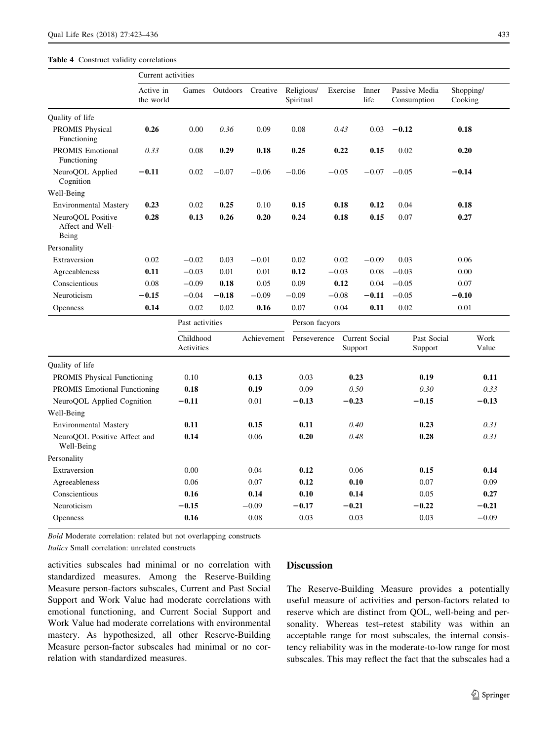**Table 4** Construct validity correlations

| | Current activities | | | | | | | | |
|---|---|---|---|---|---|---|---|---|---|
| | Active in the world | Games | Outdoors | Creative | Religious/ Spiritual | Exercise | Inner life | Passive Media Consumption | Shopping/ Cooking |
| Quality of life | | | | | | | | | |
| PROMIS Physical Functioning | **0.26** | 0.00 | *0.36* | 0.09 | 0.08 | *0.43* | 0.03 | **−0.12** | **0.18** |
| PROMIS Emotional Functioning | *0.33* | 0.08 | **0.29** | **0.18** | **0.25** | **0.22** | **0.15** | 0.02 | **0.20** |
| NeuroQOL Applied Cognition | **−0.11** | 0.02 | −0.07 | −0.06 | −0.06 | −0.05 | −0.07 | −0.05 | **−0.14** |
| Well-Being | | | | | | | | | |
| Environmental Mastery | **0.23** | 0.02 | **0.25** | 0.10 | **0.15** | **0.18** | **0.12** | 0.04 | **0.18** |
| NeuroQOL Positive Affect and Well-Being | **0.28** | **0.13** | **0.26** | **0.20** | **0.24** | **0.18** | **0.15** | 0.07 | **0.27** |
| Personality | | | | | | | | | |
| Extraversion | 0.02 | −0.02 | 0.03 | −0.01 | 0.02 | 0.02 | −0.09 | 0.03 | 0.06 |
| Agreeableness | **0.11** | −0.03 | 0.01 | 0.01 | **0.12** | −0.03 | 0.08 | −0.03 | 0.00 |
| Conscientious | 0.08 | −0.09 | **0.18** | 0.05 | 0.09 | **0.12** | 0.04 | −0.05 | 0.07 |
| Neuroticism | **−0.15** | −0.04 | **−0.18** | −0.09 | −0.09 | −0.08 | **−0.11** | −0.05 | **−0.10** |
| Openness | **0.14** | 0.02 | 0.02 | **0.16** | 0.07 | 0.04 | **0.11** | 0.02 | 0.01 |

| | Past activities | | Person facyors | | | |
|---|---|---|---|---|---|---|
| | Childhood Activities | Achievement | Perseverence | Current Social Support | Past Social Support | Work Value |
| Quality of life | | | | | | |
| PROMIS Physical Functioning | 0.10 | **0.13** | 0.03 | **0.23** | **0.19** | **0.11** |
| PROMIS Emotional Functioning | **0.18** | **0.19** | 0.09 | *0.50* | *0.30* | *0.33* |
| NeuroQOL Applied Cognition | **−0.11** | 0.01 | **−0.13** | **−0.23** | **−0.15** | **−0.13** |
| Well-Being | | | | | | |
| Environmental Mastery | **0.11** | **0.15** | **0.11** | *0.40* | **0.23** | *0.31* |
| NeuroQOL Positive Affect and Well-Being | **0.14** | 0.06 | **0.20** | *0.48* | **0.28** | *0.31* |
| Personality | | | | | | |
| Extraversion | 0.00 | 0.04 | **0.12** | 0.06 | **0.15** | **0.14** |
| Agreeableness | 0.06 | 0.07 | **0.12** | **0.10** | 0.07 | 0.09 |
| Conscientious | **0.16** | **0.14** | **0.10** | **0.14** | 0.05 | **0.27** |
| Neuroticism | **−0.15** | −0.09 | **−0.17** | **−0.21** | **−0.22** | **−0.21** |
| Openness | **0.16** | 0.08 | 0.03 | 0.03 | 0.03 | −0.09 |

*Bold* Moderate correlation: related but not overlapping constructs

*Italics* Small correlation: unrelated constructs

activities subscales had minimal or no correlation with standardized measures. Among the Reserve-Building Measure person-factors subscales, Current and Past Social Support and Work Value had moderate correlations with emotional functioning, and Current Social Support and Work Value had moderate correlations with environmental mastery. As hypothesized, all other Reserve-Building Measure person-factor subscales had minimal or no correlation with standardized measures.

## Discussion

The Reserve-Building Measure provides a potentially useful measure of activities and person-factors related to reserve which are distinct from QOL, well-being and personality. Whereas test–retest stability was within an acceptable range for most subscales, the internal consistency reliability was in the moderate-to-low range for most subscales. This may reflect the fact that the subscales had a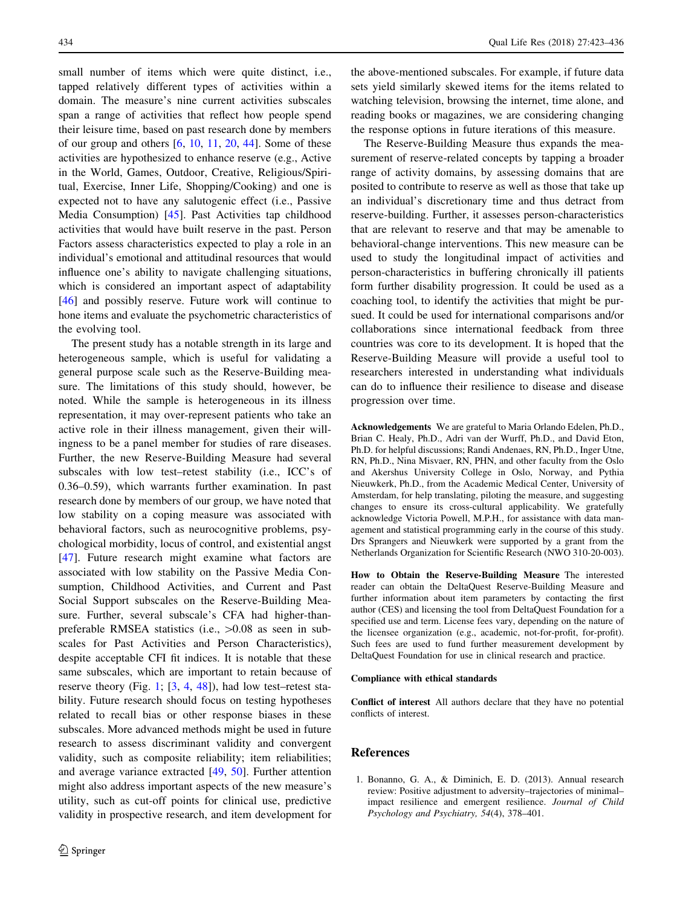small number of items which were quite distinct, i.e., tapped relatively different types of activities within a domain. The measure's nine current activities subscales span a range of activities that reflect how people spend their leisure time, based on past research done by members of our group and others [6, 10, 11, 20, 44]. Some of these activities are hypothesized to enhance reserve (e.g., Active in the World, Games, Outdoor, Creative, Religious/Spiritual, Exercise, Inner Life, Shopping/Cooking) and one is expected not to have any salutogenic effect (i.e., Passive Media Consumption) [45]. Past Activities tap childhood activities that would have built reserve in the past. Person Factors assess characteristics expected to play a role in an individual's emotional and attitudinal resources that would influence one's ability to navigate challenging situations, which is considered an important aspect of adaptability [46] and possibly reserve. Future work will continue to hone items and evaluate the psychometric characteristics of the evolving tool.

The present study has a notable strength in its large and heterogeneous sample, which is useful for validating a general purpose scale such as the Reserve-Building measure. The limitations of this study should, however, be noted. While the sample is heterogeneous in its illness representation, it may over-represent patients who take an active role in their illness management, given their willingness to be a panel member for studies of rare diseases. Further, the new Reserve-Building Measure had several subscales with low test–retest stability (i.e., ICC's of 0.36–0.59), which warrants further examination. In past research done by members of our group, we have noted that low stability on a coping measure was associated with behavioral factors, such as neurocognitive problems, psychological morbidity, locus of control, and existential angst [47]. Future research might examine what factors are associated with low stability on the Passive Media Consumption, Childhood Activities, and Current and Past Social Support subscales on the Reserve-Building Measure. Further, several subscale's CFA had higher-than-preferable RMSEA statistics (i.e., >0.08 as seen in subscales for Past Activities and Person Characteristics), despite acceptable CFI fit indices. It is notable that these same subscales, which are important to retain because of reserve theory (Fig. 1; [3, 4, 48]), had low test–retest stability. Future research should focus on testing hypotheses related to recall bias or other response biases in these subscales. More advanced methods might be used in future research to assess discriminant validity and convergent validity, such as composite reliability; item reliabilities; and average variance extracted [49, 50]. Further attention might also address important aspects of the new measure's utility, such as cut-off points for clinical use, predictive validity in prospective research, and item development for the above-mentioned subscales. For example, if future data sets yield similarly skewed items for the items related to watching television, browsing the internet, time alone, and reading books or magazines, we are considering changing the response options in future iterations of this measure.

The Reserve-Building Measure thus expands the measurement of reserve-related concepts by tapping a broader range of activity domains, by assessing domains that are posited to contribute to reserve as well as those that take up an individual's discretionary time and thus detract from reserve-building. Further, it assesses person-characteristics that are relevant to reserve and that may be amenable to behavioral-change interventions. This new measure can be used to study the longitudinal impact of activities and person-characteristics in buffering chronically ill patients form further disability progression. It could be used as a coaching tool, to identify the activities that might be pursued. It could be used for international comparisons and/or collaborations since international feedback from three countries was core to its development. It is hoped that the Reserve-Building Measure will provide a useful tool to researchers interested in understanding what individuals can do to influence their resilience to disease and disease progression over time.

**Acknowledgements** We are grateful to Maria Orlando Edelen, Ph.D., Brian C. Healy, Ph.D., Adri van der Wurff, Ph.D., and David Eton, Ph.D. for helpful discussions; Randi Andenaes, RN, Ph.D., Inger Utne, RN, Ph.D., Nina Misvaer, RN, PHN, and other faculty from the Oslo and Akershus University College in Oslo, Norway, and Pythia Nieuwkerk, Ph.D., from the Academic Medical Center, University of Amsterdam, for help translating, piloting the measure, and suggesting changes to ensure its cross-cultural applicability. We gratefully acknowledge Victoria Powell, M.P.H., for assistance with data management and statistical programming early in the course of this study. Drs Sprangers and Nieuwkerk were supported by a grant from the Netherlands Organization for Scientific Research (NWO 310-20-003).

**How to Obtain the Reserve-Building Measure** The interested reader can obtain the DeltaQuest Reserve-Building Measure and further information about item parameters by contacting the first author (CES) and licensing the tool from DeltaQuest Foundation for a specified use and term. License fees vary, depending on the nature of the licensee organization (e.g., academic, not-for-profit, for-profit). Such fees are used to fund further measurement development by DeltaQuest Foundation for use in clinical research and practice.

**Compliance with ethical standards**

**Conflict of interest** All authors declare that they have no potential conflicts of interest.

## References

1. Bonanno, G. A., & Diminich, E. D. (2013). Annual research review: Positive adjustment to adversity–trajectories of minimal–impact resilience and emergent resilience. *Journal of Child Psychology and Psychiatry, 54*(4), 378–401.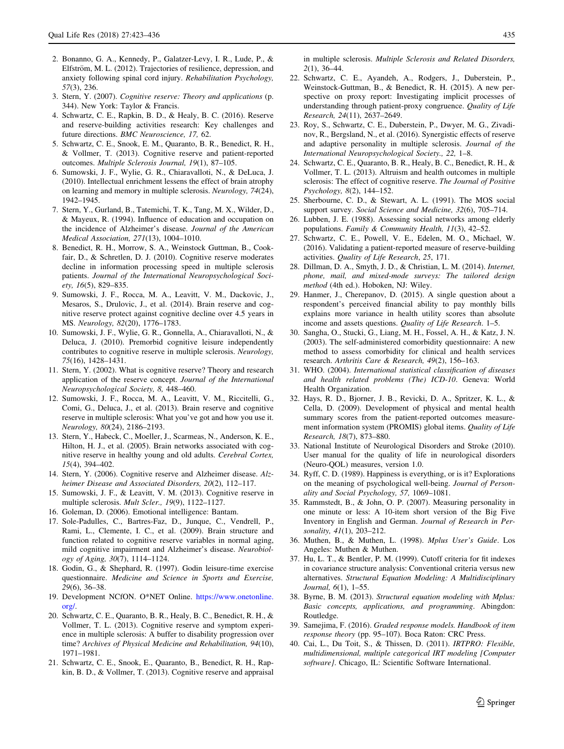2. Bonanno, G. A., Kennedy, P., Galatzer-Levy, I. R., Lude, P., & Elfström, M. L. (2012). Trajectories of resilience, depression, and anxiety following spinal cord injury. *Rehabilitation Psychology, 57*(3), 236.
3. Stern, Y. (2007). *Cognitive reserve: Theory and applications* (p. 344). New York: Taylor & Francis.
4. Schwartz, C. E., Rapkin, B. D., & Healy, B. C. (2016). Reserve and reserve-building activities research: Key challenges and future directions. *BMC Neuroscience, 17,* 62.
5. Schwartz, C. E., Snook, E. M., Quaranto, B. R., Benedict, R. H., & Vollmer, T. (2013). Cognitive reserve and patient-reported outcomes. *Multiple Sclerosis Journal, 19*(1), 87–105.
6. Sumowski, J. F., Wylie, G. R., Chiaravalloti, N., & DeLuca, J. (2010). Intellectual enrichment lessens the effect of brain atrophy on learning and memory in multiple sclerosis. *Neurology, 74*(24), 1942–1945.
7. Stern, Y., Gurland, B., Tatemichi, T. K., Tang, M. X., Wilder, D., & Mayeux, R. (1994). Influence of education and occupation on the incidence of Alzheimer's disease. *Journal of the American Medical Association, 271*(13), 1004–1010.
8. Benedict, R. H., Morrow, S. A., Weinstock Guttman, B., Cookfair, D., & Schretlen, D. J. (2010). Cognitive reserve moderates decline in information processing speed in multiple sclerosis patients. *Journal of the International Neuropsychological Society, 16*(5), 829–835.
9. Sumowski, J. F., Rocca, M. A., Leavitt, V. M., Dackovic, J., Mesaros, S., Drulovic, J., et al. (2014). Brain reserve and cognitive reserve protect against cognitive decline over 4.5 years in MS. *Neurology, 82*(20), 1776–1783.
10. Sumowski, J. F., Wylie, G. R., Gonnella, A., Chiaravalloti, N., & Deluca, J. (2010). Premorbid cognitive leisure independently contributes to cognitive reserve in multiple sclerosis. *Neurology, 75*(16), 1428–1431.
11. Stern, Y. (2002). What is cognitive reserve? Theory and research application of the reserve concept. *Journal of the International Neuropsychological Society, 8,* 448–460.
12. Sumowski, J. F., Rocca, M. A., Leavitt, V. M., Riccitelli, G., Comi, G., Deluca, J., et al. (2013). Brain reserve and cognitive reserve in multiple sclerosis: What you've got and how you use it. *Neurology, 80*(24), 2186–2193.
13. Stern, Y., Habeck, C., Moeller, J., Scarmeas, N., Anderson, K. E., Hilton, H. J., et al. (2005). Brain networks associated with cognitive reserve in healthy young and old adults. *Cerebral Cortex, 15*(4), 394–402.
14. Stern, Y. (2006). Cognitive reserve and Alzheimer disease. *Alzheimer Disease and Associated Disorders, 20*(2), 112–117.
15. Sumowski, J. F., & Leavitt, V. M. (2013). Cognitive reserve in multiple sclerosis. *Mult Scler., 19*(9), 1122–1127.
16. Goleman, D. (2006). Emotional intelligence: Bantam.
17. Sole-Padulles, C., Bartres-Faz, D., Junque, C., Vendrell, P., Rami, L., Clemente, I. C., et al. (2009). Brain structure and function related to cognitive reserve variables in normal aging, mild cognitive impairment and Alzheimer's disease. *Neurobiology of Aging, 30*(7), 1114–1124.
18. Godin, G., & Shephard, R. (1997). Godin leisure-time exercise questionnaire. *Medicine and Science in Sports and Exercise, 29*(6), 36–38.
19. Development NCfON. O*NET Online. https://www.onetonline.org/.
20. Schwartz, C. E., Quaranto, B. R., Healy, B. C., Benedict, R. H., & Vollmer, T. L. (2013). Cognitive reserve and symptom experience in multiple sclerosis: A buffer to disability progression over time? *Archives of Physical Medicine and Rehabilitation, 94*(10), 1971–1981.
21. Schwartz, C. E., Snook, E., Quaranto, B., Benedict, R. H., Rapkin, B. D., & Vollmer, T. (2013). Cognitive reserve and appraisal in multiple sclerosis. *Multiple Sclerosis and Related Disorders, 2*(1), 36–44.
22. Schwartz, C. E., Ayandeh, A., Rodgers, J., Duberstein, P., Weinstock-Guttman, B., & Benedict, R. H. (2015). A new perspective on proxy report: Investigating implicit processes of understanding through patient-proxy congruence. *Quality of Life Research, 24*(11), 2637–2649.
23. Roy, S., Schwartz, C. E., Duberstein, P., Dwyer, M. G., Zivadinov, R., Bergsland, N., et al. (2016). Synergistic effects of reserve and adaptive personality in multiple sclerosis. *Journal of the International Neuropsychological Society., 22,* 1–8.
24. Schwartz, C. E., Quaranto, B. R., Healy, B. C., Benedict, R. H., & Vollmer, T. L. (2013). Altruism and health outcomes in multiple sclerosis: The effect of cognitive reserve. *The Journal of Positive Psychology, 8*(2), 144–152.
25. Sherbourne, C. D., & Stewart, A. L. (1991). The MOS social support survey. *Social Science and Medicine, 32*(6), 705–714.
26. Lubben, J. E. (1988). Assessing social networks among elderly populations. *Family & Community Health, 11*(3), 42–52.
27. Schwartz, C. E., Powell, V. E., Edelen, M. O., Michael, W. (2016). Validating a patient-reported measure of reserve-building activities. *Quality of Life Research*, *25*, 171.
28. Dillman, D. A., Smyth, J. D., & Christian, L. M. (2014). *Internet, phone, mail, and mixed-mode surveys: The tailored design method* (4th ed.). Hoboken, NJ: Wiley.
29. Hanmer, J., Cherepanov, D. (2015). A single question about a respondent's perceived financial ability to pay monthly bills explains more variance in health utility scores than absolute income and assets questions. *Quality of Life Research*. 1–5.
30. Sangha, O., Stucki, G., Liang, M. H., Fossel, A. H., & Katz, J. N. (2003). The self-administered comorbidity questionnaire: A new method to assess comorbidity for clinical and health services research. *Arthritis Care & Research, 49*(2), 156–163.
31. WHO. (2004). *International statistical classification of diseases and health related problems (The) ICD-10*. Geneva: World Health Organization.
32. Hays, R. D., Bjorner, J. B., Revicki, D. A., Spritzer, K. L., & Cella, D. (2009). Development of physical and mental health summary scores from the patient-reported outcomes measurement information system (PROMIS) global items. *Quality of Life Research, 18*(7), 873–880.
33. National Institute of Neurological Disorders and Stroke (2010). User manual for the quality of life in neurological disorders (Neuro-QOL) measures, version 1.0.
34. Ryff, C. D. (1989). Happiness is everything, or is it? Explorations on the meaning of psychological well-being. *Journal of Personality and Social Psychology, 57,* 1069–1081.
35. Rammstedt, B., & John, O. P. (2007). Measuring personality in one minute or less: A 10-item short version of the Big Five Inventory in English and German. *Journal of Research in Personality, 41*(1), 203–212.
36. Muthen, B., & Muthen, L. (1998). *Mplus User's Guide*. Los Angeles: Muthen & Muthen.
37. Hu, L. T., & Bentler, P. M. (1999). Cutoff criteria for fit indexes in covariance structure analysis: Conventional criteria versus new alternatives. *Structural Equation Modeling: A Multidisciplinary Journal, 6*(1), 1–55.
38. Byrne, B. M. (2013). *Structural equation modeling with Mplus: Basic concepts, applications, and programming*. Abingdon: Routledge.
39. Samejima, F. (2016). *Graded response models. Handbook of item response theory* (pp. 95–107). Boca Raton: CRC Press.
40. Cai, L., Du Toit, S., & Thissen, D. (2011). *IRTPRO: Flexible, multidimensional, multiple categorical IRT modeling [Computer software]*. Chicago, IL: Scientific Software International.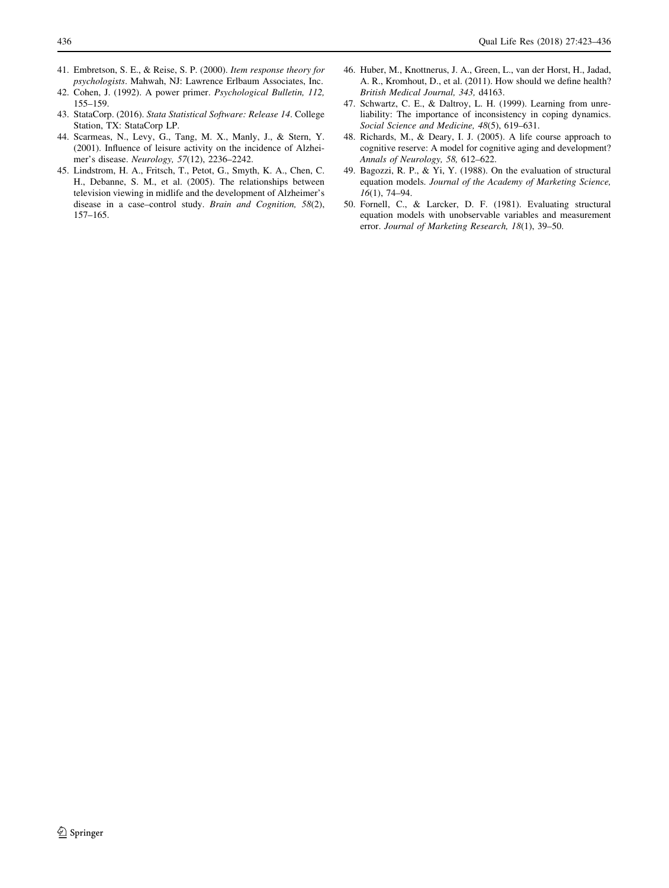41. Embretson, S. E., & Reise, S. P. (2000). *Item response theory for psychologists*. Mahwah, NJ: Lawrence Erlbaum Associates, Inc.
42. Cohen, J. (1992). A power primer. *Psychological Bulletin, 112,* 155–159.
43. StataCorp. (2016). *Stata Statistical Software: Release 14*. College Station, TX: StataCorp LP.
44. Scarmeas, N., Levy, G., Tang, M. X., Manly, J., & Stern, Y. (2001). Influence of leisure activity on the incidence of Alzheimer's disease. *Neurology, 57*(12), 2236–2242.
45. Lindstrom, H. A., Fritsch, T., Petot, G., Smyth, K. A., Chen, C. H., Debanne, S. M., et al. (2005). The relationships between television viewing in midlife and the development of Alzheimer's disease in a case–control study. *Brain and Cognition, 58*(2), 157–165.
46. Huber, M., Knottnerus, J. A., Green, L., van der Horst, H., Jadad, A. R., Kromhout, D., et al. (2011). How should we define health? *British Medical Journal, 343,* d4163.
47. Schwartz, C. E., & Daltroy, L. H. (1999). Learning from unreliability: The importance of inconsistency in coping dynamics. *Social Science and Medicine, 48*(5), 619–631.
48. Richards, M., & Deary, I. J. (2005). A life course approach to cognitive reserve: A model for cognitive aging and development? *Annals of Neurology, 58,* 612–622.
49. Bagozzi, R. P., & Yi, Y. (1988). On the evaluation of structural equation models. *Journal of the Academy of Marketing Science, 16*(1), 74–94.
50. Fornell, C., & Larcker, D. F. (1981). Evaluating structural equation models with unobservable variables and measurement error. *Journal of Marketing Research, 18*(1), 39–50.